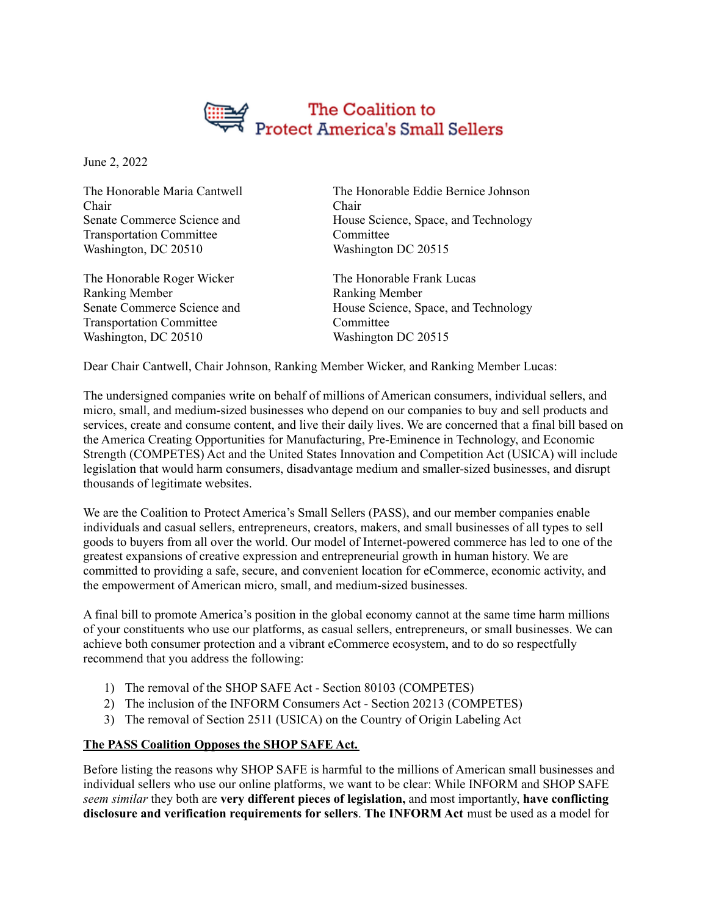# The Coalition to Protect America's Small Sellers

June 2, 2022

The Honorable Maria Cantwell
Chair
Senate Commerce Science and Transportation Committee
Washington, DC 20510

The Honorable Roger Wicker
Ranking Member
Senate Commerce Science and Transportation Committee
Washington, DC 20510

The Honorable Eddie Bernice Johnson
Chair
House Science, Space, and Technology Committee
Washington DC 20515

The Honorable Frank Lucas
Ranking Member
House Science, Space, and Technology Committee
Washington DC 20515

Dear Chair Cantwell, Chair Johnson, Ranking Member Wicker, and Ranking Member Lucas:

The undersigned companies write on behalf of millions of American consumers, individual sellers, and micro, small, and medium-sized businesses who depend on our companies to buy and sell products and services, create and consume content, and live their daily lives. We are concerned that a final bill based on the America Creating Opportunities for Manufacturing, Pre-Eminence in Technology, and Economic Strength (COMPETES) Act and the United States Innovation and Competition Act (USICA) will include legislation that would harm consumers, disadvantage medium and smaller-sized businesses, and disrupt thousands of legitimate websites.

We are the Coalition to Protect America's Small Sellers (PASS), and our member companies enable individuals and casual sellers, entrepreneurs, creators, makers, and small businesses of all types to sell goods to buyers from all over the world. Our model of Internet-powered commerce has led to one of the greatest expansions of creative expression and entrepreneurial growth in human history. We are committed to providing a safe, secure, and convenient location for eCommerce, economic activity, and the empowerment of American micro, small, and medium-sized businesses.

A final bill to promote America's position in the global economy cannot at the same time harm millions of your constituents who use our platforms, as casual sellers, entrepreneurs, or small businesses. We can achieve both consumer protection and a vibrant eCommerce ecosystem, and to do so respectfully recommend that you address the following:

1) The removal of the SHOP SAFE Act - Section 80103 (COMPETES)
2) The inclusion of the INFORM Consumers Act - Section 20213 (COMPETES)
3) The removal of Section 2511 (USICA) on the Country of Origin Labeling Act

**The PASS Coalition Opposes the SHOP SAFE Act.**

Before listing the reasons why SHOP SAFE is harmful to the millions of American small businesses and individual sellers who use our online platforms, we want to be clear: While INFORM and SHOP SAFE *seem similar* they both are **very different pieces of legislation,** and most importantly, **have conflicting disclosure and verification requirements for sellers**. **The INFORM Act** must be used as a model for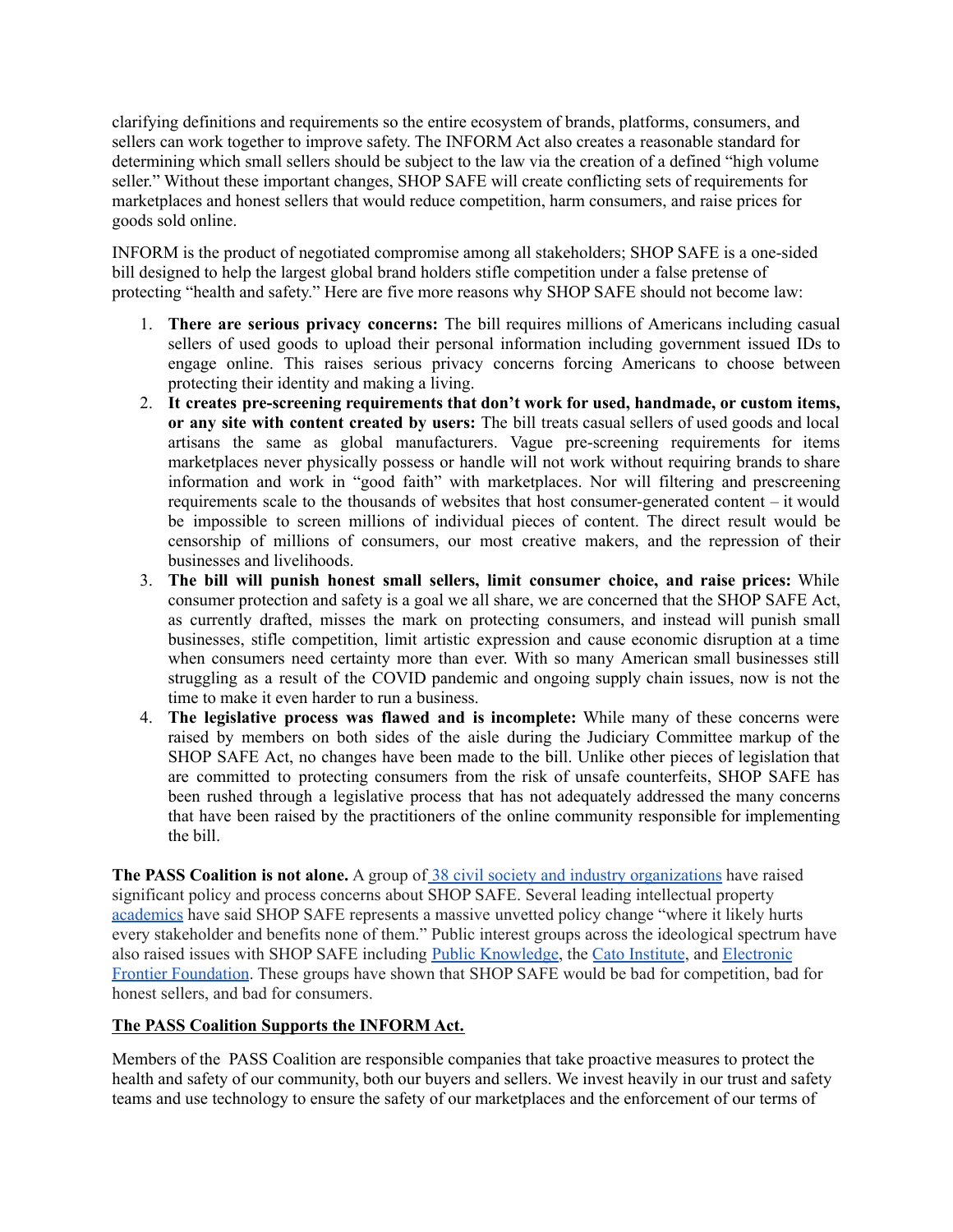clarifying definitions and requirements so the entire ecosystem of brands, platforms, consumers, and sellers can work together to improve safety. The INFORM Act also creates a reasonable standard for determining which small sellers should be subject to the law via the creation of a defined "high volume seller." Without these important changes, SHOP SAFE will create conflicting sets of requirements for marketplaces and honest sellers that would reduce competition, harm consumers, and raise prices for goods sold online.

INFORM is the product of negotiated compromise among all stakeholders; SHOP SAFE is a one-sided bill designed to help the largest global brand holders stifle competition under a false pretense of protecting "health and safety." Here are five more reasons why SHOP SAFE should not become law:

1. **There are serious privacy concerns:** The bill requires millions of Americans including casual sellers of used goods to upload their personal information including government issued IDs to engage online. This raises serious privacy concerns forcing Americans to choose between protecting their identity and making a living.
2. **It creates pre-screening requirements that don't work for used, handmade, or custom items, or any site with content created by users:** The bill treats casual sellers of used goods and local artisans the same as global manufacturers. Vague pre-screening requirements for items marketplaces never physically possess or handle will not work without requiring brands to share information and work in "good faith" with marketplaces. Nor will filtering and prescreening requirements scale to the thousands of websites that host consumer-generated content – it would be impossible to screen millions of individual pieces of content. The direct result would be censorship of millions of consumers, our most creative makers, and the repression of their businesses and livelihoods.
3. **The bill will punish honest small sellers, limit consumer choice, and raise prices:** While consumer protection and safety is a goal we all share, we are concerned that the SHOP SAFE Act, as currently drafted, misses the mark on protecting consumers, and instead will punish small businesses, stifle competition, limit artistic expression and cause economic disruption at a time when consumers need certainty more than ever. With so many American small businesses still struggling as a result of the COVID pandemic and ongoing supply chain issues, now is not the time to make it even harder to run a business.
4. **The legislative process was flawed and is incomplete:** While many of these concerns were raised by members on both sides of the aisle during the Judiciary Committee markup of the SHOP SAFE Act, no changes have been made to the bill. Unlike other pieces of legislation that are committed to protecting consumers from the risk of unsafe counterfeits, SHOP SAFE has been rushed through a legislative process that has not adequately addressed the many concerns that have been raised by the practitioners of the online community responsible for implementing the bill.

**The PASS Coalition is not alone.** A group of 38 civil society and industry organizations have raised significant policy and process concerns about SHOP SAFE. Several leading intellectual property academics have said SHOP SAFE represents a massive unvetted policy change "where it likely hurts every stakeholder and benefits none of them." Public interest groups across the ideological spectrum have also raised issues with SHOP SAFE including Public Knowledge, the Cato Institute, and Electronic Frontier Foundation. These groups have shown that SHOP SAFE would be bad for competition, bad for honest sellers, and bad for consumers.

**The PASS Coalition Supports the INFORM Act.**

Members of the PASS Coalition are responsible companies that take proactive measures to protect the health and safety of our community, both our buyers and sellers. We invest heavily in our trust and safety teams and use technology to ensure the safety of our marketplaces and the enforcement of our terms of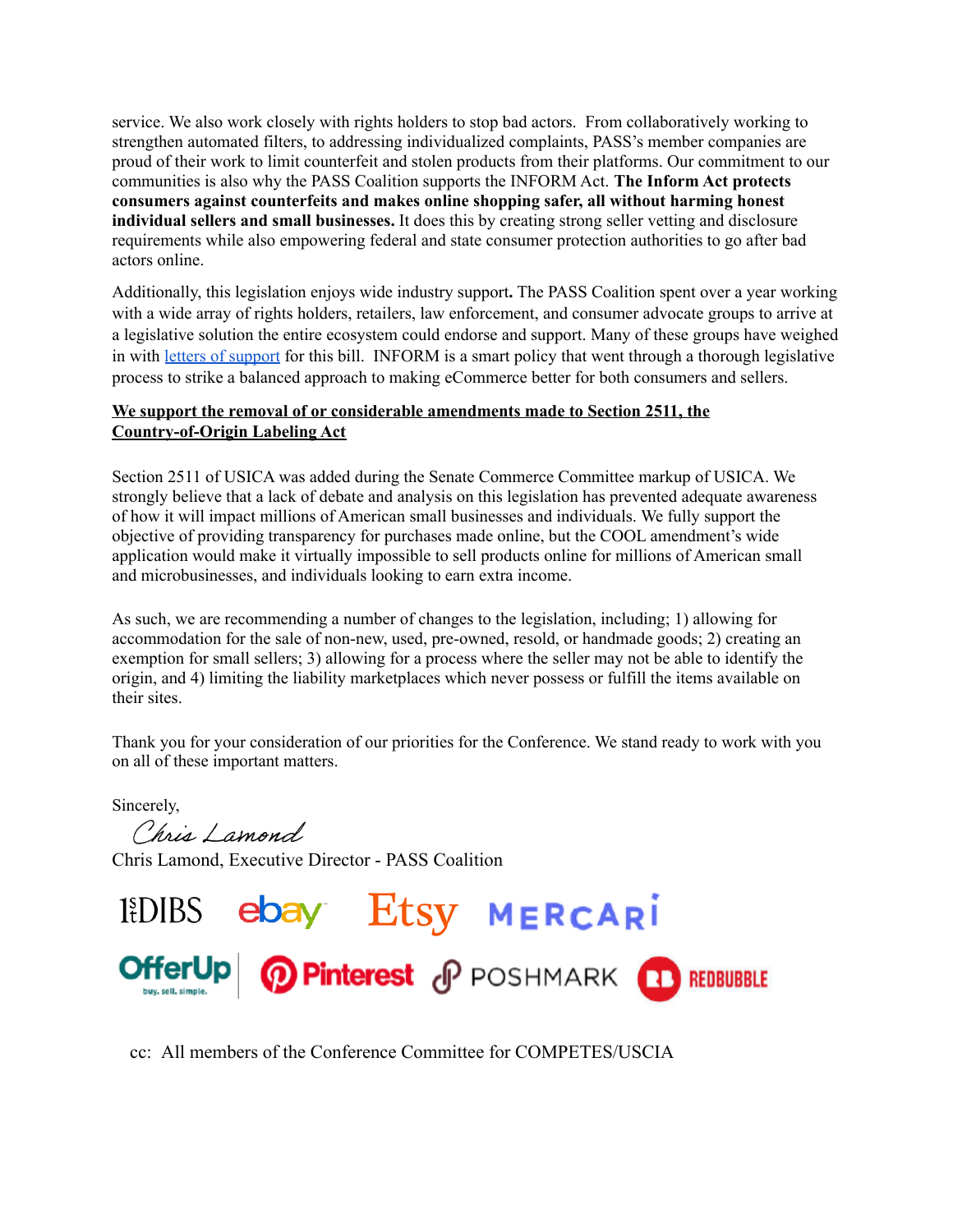service. We also work closely with rights holders to stop bad actors. From collaboratively working to strengthen automated filters, to addressing individualized complaints, PASS's member companies are proud of their work to limit counterfeit and stolen products from their platforms. Our commitment to our communities is also why the PASS Coalition supports the INFORM Act. **The Inform Act protects consumers against counterfeits and makes online shopping safer, all without harming honest individual sellers and small businesses.** It does this by creating strong seller vetting and disclosure requirements while also empowering federal and state consumer protection authorities to go after bad actors online.

Additionally, this legislation enjoys wide industry support**.** The PASS Coalition spent over a year working with a wide array of rights holders, retailers, law enforcement, and consumer advocate groups to arrive at a legislative solution the entire ecosystem could endorse and support. Many of these groups have weighed in with letters of support for this bill. INFORM is a smart policy that went through a thorough legislative process to strike a balanced approach to making eCommerce better for both consumers and sellers.

**We support the removal of or considerable amendments made to Section 2511, the Country-of-Origin Labeling Act**

Section 2511 of USICA was added during the Senate Commerce Committee markup of USICA. We strongly believe that a lack of debate and analysis on this legislation has prevented adequate awareness of how it will impact millions of American small businesses and individuals. We fully support the objective of providing transparency for purchases made online, but the COOL amendment's wide application would make it virtually impossible to sell products online for millions of American small and microbusinesses, and individuals looking to earn extra income.

As such, we are recommending a number of changes to the legislation, including; 1) allowing for accommodation for the sale of non-new, used, pre-owned, resold, or handmade goods; 2) creating an exemption for small sellers; 3) allowing for a process where the seller may not be able to identify the origin, and 4) limiting the liability marketplaces which never possess or fulfill the items available on their sites.

Thank you for your consideration of our priorities for the Conference. We stand ready to work with you on all of these important matters.

Sincerely,

Chris Lamond

Chris Lamond, Executive Director - PASS Coalition

1stDIBS ebay Etsy MERCARI

OfferUp buy. sell. simple. Pinterest POSHMARK REDBUBBLE

cc: All members of the Conference Committee for COMPETES/USCIA